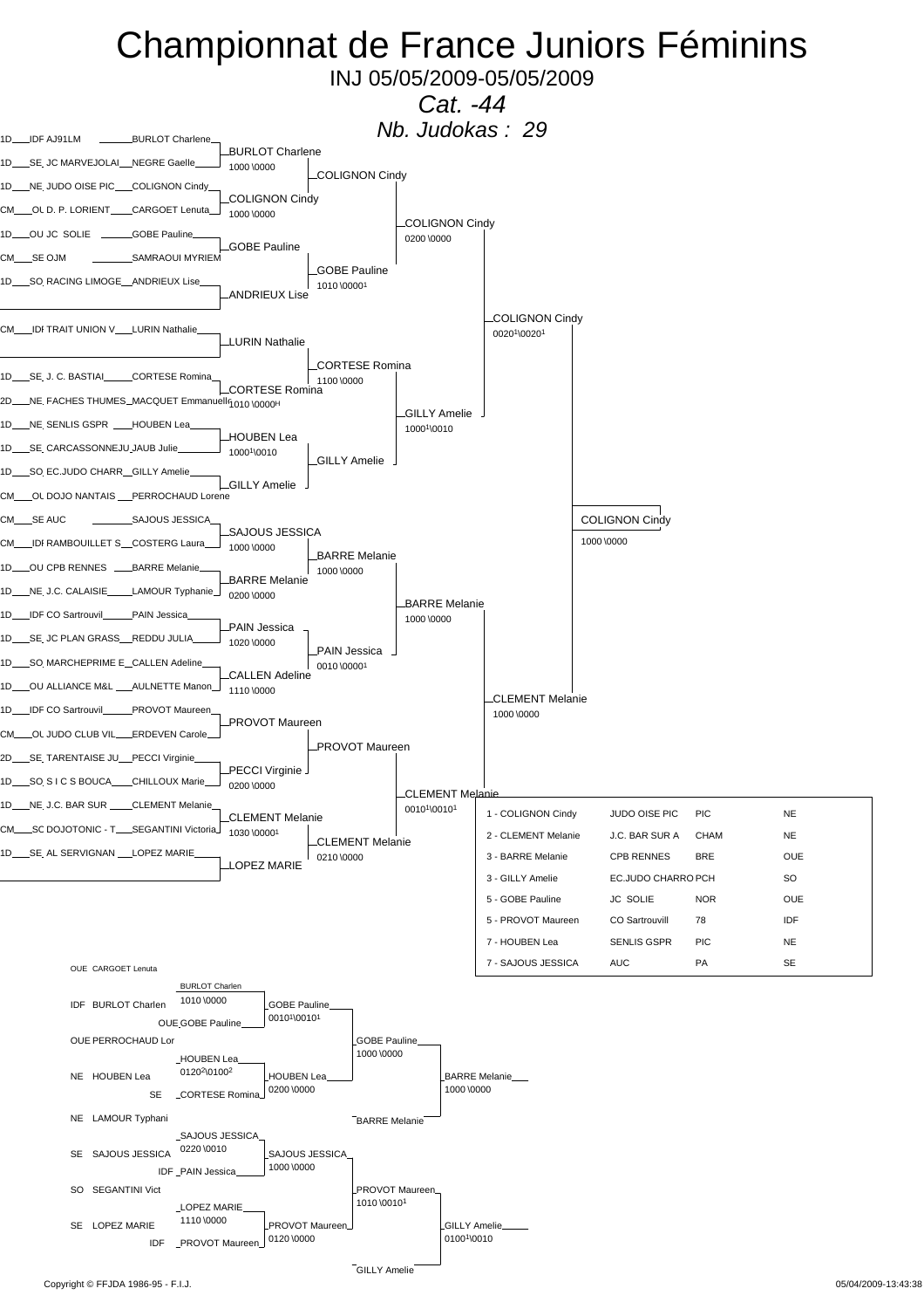# Championnat de France Juniors Féminins

INJ 05/05/2009-05/05/2009

*Cat. -44*

*Nb. Judokas : 29*

## Tableau principal

| Grade | Ligue | Club | Judoka |
|---|---|---|---|
| 1D | IDF | AJ91LM | BURLOT Charlene |
| 1D | SE | JC MARVEJOLAI | NEGRE Gaelle |
| 1D | NE | JUDO OISE PIC | COLIGNON Cindy |
| CM | OU | D. P. LORIENT | CARGOET Lenuta |
| 1D | OU | JC SOLIE | GOBE Pauline |
| CM | SE | OJM | SAMRAOUI MYRIEM |
| 1D | SO | RACING LIMOGE | ANDRIEUX Lise |
| | | | |
| CM | IDF | TRAIT UNION V | LURIN Nathalie |
| | | | |
| 1D | SE | J. C. BASTIAI | CORTESE Romina |
| 2D | NE | FACHES THUMES | MACQUET Emmanuelle |
| 1D | NE | SENLIS GSPR | HOUBEN Lea |
| 1D | SE | CARCASSONNEJU | JAUB Julie |
| 1D | SO | EC.JUDO CHARR | GILLY Amelie |
| CM | OU | DOJO NANTAIS | PERROCHAUD Lorene |
| CM | SE | AUC | SAJOUS JESSICA |
| CM | IDF | RAMBOUILLET S | COSTERG Laura |
| 1D | OU | CPB RENNES | BARRE Melanie |
| 1D | NE | J.C. CALAISIE | LAMOUR Typhanie |
| 1D | IDF | CO Sartrouvil | PAIN Jessica |
| 1D | SE | JC PLAN GRASS | REDDU JULIA |
| 1D | SO | MARCHEPRIME E | CALLEN Adeline |
| 1D | OU | ALLIANCE M&L | AULNETTE Manon |
| 1D | IDF | CO Sartrouvil | PROVOT Maureen |
| CM | OU | JUDO CLUB VIL | ERDEVEN Carole |
| 2D | SE | TARENTAISE JU | PECCI Virginie |
| 1D | SO | S I C S BOUCA | CHILLOUX Marie |
| 1D | NE | J.C. BAR SUR | CLEMENT Melanie |
| CM | SO | DOJOTONIC - T | SEGANTINI Victoria |
| 1D | SE | AL SERVIGNAN | LOPEZ MARIE |
| | | | |

### 1er tour

- BURLOT Charlene — 1000 \0000
- COLIGNON Cindy — 1000 \0000
- GOBE Pauline
- ANDRIEUX Lise
- LURIN Nathalie
- CORTESE Romina — 1010 \0000H
- HOUBEN Lea — 1000¹\0010
- GILLY Amelie
- SAJOUS JESSICA — 1000 \0000
- BARRE Melanie — 0200 \0000
- PAIN Jessica — 1020 \0000
- CALLEN Adeline — 1110 \0000
- PROVOT Maureen
- PECCI Virginie — 0200 \0000
- CLEMENT Melanie — 1030 \0000¹
- LOPEZ MARIE

### 2e tour

- COLIGNON Cindy
- GOBE Pauline — 1010 \0000¹
- CORTESE Romina — 1100 \0000
- GILLY Amelie
- BARRE Melanie — 1000 \0000
- PAIN Jessica — 0010 \0000¹
- PROVOT Maureen
- CLEMENT Melanie — 0210 \0000

### Quarts de finale

- COLIGNON Cindy — 0200 \0000
- GILLY Amelie — 1000¹\0010
- BARRE Melanie — 1000 \0000
- CLEMENT Melanie — 0010¹\0010¹

### Demi-finales

- COLIGNON Cindy — 0020¹\0020¹
- CLEMENT Melanie — 1000 \0000

### Finale

- COLIGNON Cindy — 1000 \0000

## Classement

| Place | Judoka | Club | Dép. | Ligue |
|---|---|---|---|---|
| 1 | COLIGNON Cindy | JUDO OISE PIC | PIC | NE |
| 2 | CLEMENT Melanie | J.C. BAR SUR A | CHAM | NE |
| 3 | BARRE Melanie | CPB RENNES | BRE | OUE |
| 3 | GILLY Amelie | EC.JUDO CHARRO | PCH | SO |
| 5 | GOBE Pauline | JC SOLIE | NOR | OUE |
| 5 | PROVOT Maureen | CO Sartrouvill | 78 | IDF |
| 7 | HOUBEN Lea | SENLIS GSPR | PIC | NE |
| 7 | SAJOUS JESSICA | AUC | PA | SE |

## Repêchages

- OUE CARGOET Lenuta
- IDF BURLOT Charlen / OUE GOBE Pauline → BURLOT Charlen — 1010 \0000
- BURLOT Charlen vs GOBE Pauline → GOBE Pauline — 0010¹\0010¹
- OUE PERROCHAUD Lor
- NE HOUBEN Lea / SE CORTESE Romina → HOUBEN Lea — 0120²\0100²
- → HOUBEN Lea — 0200 \0000
- GOBE Pauline vs HOUBEN Lea → GOBE Pauline — 1000 \0000
- GOBE Pauline vs BARRE Melanie → BARRE Melanie — 1000 \0000
- NE LAMOUR Typhani
- SE SAJOUS JESSICA / IDF PAIN Jessica → SAJOUS JESSICA — 0220 \0010
- → SAJOUS JESSICA — 1000 \0000
- SO SEGANTINI Vict
- SE LOPEZ MARIE / IDF PROVOT Maureen → LOPEZ MARIE — 1110 \0000
- → PROVOT Maureen — 0120 \0000
- SAJOUS JESSICA vs PROVOT Maureen → PROVOT Maureen — 1010 \0010¹
- PROVOT Maureen vs GILLY Amelie → GILLY Amelie — 0100¹\0010

Copyright © FFJDA 1986-95 - F.I.J.

05/04/2009-13:43:38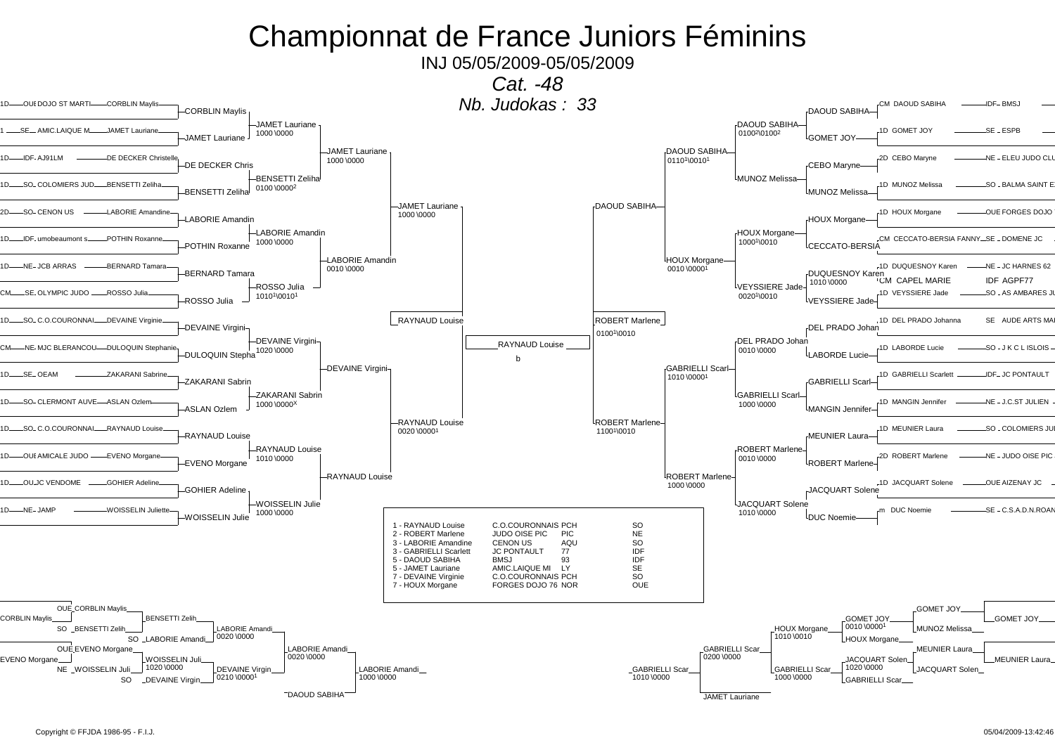# Championnat de France Juniors Féminins

INJ 05/05/2009-05/05/2009

*Cat. -48*

*Nb. Judokas : 33*

## Tableau principal – partie gauche

| Grade | Ligue | Club | Judoka |
|---|---|---|---|
| 1D | OUE | DOJO ST MARTI | CORBLIN Maylis |
| 1 | SE | AMIC.LAIQUE M | JAMET Lauriane |
| 1D | IDF | AJ91LM | DE DECKER Christelle |
| 1D | SO | COLOMIERS JUD | BENSETTI Zeliha |
| 2D | SO | CENON US | LABORIE Amandine |
| 1D | IDF | umobeaumont s | POTHIN Roxanne |
| 1D | NE | JCB ARRAS | BERNARD Tamara |
| CM | SE | OLYMPIC JUDO | ROSSO Julia |
| 1D | SO | C.O.COURONNAI | DEVAINE Virginie |
| CM | NE | MJC BLERANCOU | DULOQUIN Stephanie |
| 1D | SE | OEAM | ZAKARANI Sabrine |
| 1D | SO | CLERMONT AUVE | ASLAN Ozlem |
| 1D | SO | C.O.COURONNAI | RAYNAUD Louise |
| 1D | OUE | AMICALE JUDO | EVENO Morgane |
| 1D | OUE | JC VENDOME | GOHIER Adeline |
| 1D | NE | JAMP | WOISSELIN Juliette |

Premier tour (gauche) :
- CORBLIN Maylis / JAMET Lauriane → JAMET Lauriane 1000 \0000
- DE DECKER Chris / BENSETTI Zeliha → BENSETTI Zeliha 0100 \0000²
- LABORIE Amandin / POTHIN Roxanne → LABORIE Amandin 1000 \0000
- BERNARD Tamara / ROSSO Julia → ROSSO Julia 1010¹\0010¹
- DEVAINE Virgini / DULOQUIN Stepha → DEVAINE Virgini 1020 \0000
- ZAKARANI Sabrin / ASLAN Ozlem → ZAKARANI Sabrin 1000 \0000X
- RAYNAUD Louise / EVENO Morgane → RAYNAUD Louise 1010 \0000
- GOHIER Adeline / WOISSELIN Julie → WOISSELIN Julie 1000 \0000

Tours suivants (gauche) :
- JAMET Lauriane 1000 \0000
- LABORIE Amandin 0010 \0000
- DEVAINE Virgini
- RAYNAUD Louise
- JAMET Lauriane 1000 \0000
- RAYNAUD Louise 0020 \0000¹
- Demi-finale : RAYNAUD Louise

## Tableau principal – partie droite

| Grade | Judoka | Ligue | Club |
|---|---|---|---|
| CM | DAOUD SABIHA | IDF | BMSJ |
| 1D | GOMET JOY | SE | ESPB |
| 2D | CEBO Maryne | NE | ELEU JUDO CLU |
| 1D | MUNOZ Melissa | SO | BALMA SAINT E |
| 1D | HOUX Morgane | OUE | FORGES DOJO |
| CM | CECCATO-BERSIA FANNY | SE | DOMENE JC |
| 1D | DUQUESNOY Karen | NE | JC HARNES 62 |
| CM | CAPEL MARIE | IDF | AGPF77 |
| 1D | VEYSSIERE Jade | SO | AS AMBARES JU |
| 1D | DEL PRADO Johanna | SE | AUDE ARTS MAR |
| 1D | LABORDE Lucie | SO | J K C L ISLOIS |
| 1D | GABRIELLI Scarlett | IDF | JC PONTAULT |
| 1D | MANGIN Jennifer | NE | J.C.ST JULIEN |
| 1D | MEUNIER Laura | SO | COLOMIERS JUI |
| 2D | ROBERT Marlene | NE | JUDO OISE PIC |
| 1D | JACQUART Solene | OUE | AIZENAY JC |
| m | DUC Noemie | SE | C.S.A.D.N.ROAN |

Premier tour (droite) :
- DAOUD SABIHA / GOMET JOY → DAOUD SABIHA 0100²\0100²
- CEBO Maryne / MUNOZ Melissa → MUNOZ Melissa
- HOUX Morgane / CECCATO-BERSIA → HOUX Morgane 1000¹\0010
- DUQUESNOY Karen 1010 \0000 / VEYSSIERE Jade → VEYSSIERE Jade 0020¹\0010
- DEL PRADO Johan / LABORDE Lucie → DEL PRADO Johan 0010 \0000
- GABRIELLI Scarl / MANGIN Jennifer → GABRIELLI Scarl 1000 \0000
- MEUNIER Laura / ROBERT Marlene → ROBERT Marlene 0010 \0000
- JACQUART Solene / DUC Noemie → JACQUART Solene 1010 \0000

Tours suivants (droite) :
- DAOUD SABIHA 0110¹\0010¹
- HOUX Morgane 0010 \0000¹
- GABRIELLI Scarl 1010 \0000¹
- ROBERT Marlene 1000 \0000
- DAOUD SABIHA
- ROBERT Marlene 1100¹\0010
- Demi-finale : ROBERT Marlene 0100¹\0010

Finale : RAYNAUD Louise — b

## Classement

| Place | Judoka | Club | Dép. | Ligue |
|---|---|---|---|---|
| 1 | RAYNAUD Louise | C.O.COURONNAIS | PCH | SO |
| 2 | ROBERT Marlene | JUDO OISE PIC | PIC | NE |
| 3 | LABORIE Amandine | CENON US | AQU | SO |
| 3 | GABRIELLI Scarlett | JC PONTAULT | 77 | IDF |
| 5 | DAOUD SABIHA | BMSJ | 93 | IDF |
| 5 | JAMET Lauriane | AMIC.LAIQUE MI | LY | SE |
| 7 | DEVAINE Virginie | C.O.COURONNAIS | PCH | SO |
| 7 | HOUX Morgane | FORGES DOJO 76 | NOR | OUE |

## Repêchages – gauche

- OUE CORBLIN Maylis / SO BENSETTI Zelih → BENSETTI Zelih
- BENSETTI Zelih / SO LABORIE Amandi → LABORIE Amandi 0020 \0000
- OUE EVENO Morgane / NE WOISSELIN Juli → WOISSELIN Juli 1020 \0000
- WOISSELIN Juli / SO DEVAINE Virgin → DEVAINE Virgin 0210 \0000¹
- LABORIE Amandi / DEVAINE Virgin → LABORIE Amandi 0020 \0000
- LABORIE Amandi / DAOUD SABIHA → LABORIE Amandi 1000 \0000

## Repêchages – droite

- GOMET JOY / MUNOZ Melissa → GOMET JOY 0010 \0000¹
- GOMET JOY / HOUX Morgane → HOUX Morgane 1010 \0010
- MEUNIER Laura / JACQUART Solen → JACQUART Solen 1020 \0000
- JACQUART Solen / GABRIELLI Scar → GABRIELLI Scar 1000 \0000
- HOUX Morgane / GABRIELLI Scar → GABRIELLI Scar 0200 \0000
- GABRIELLI Scar / JAMET Lauriane → GABRIELLI Scar 1010 \0000

Copyright © FFJDA 1986-95 - F.I.J.

05/04/2009-13:42:46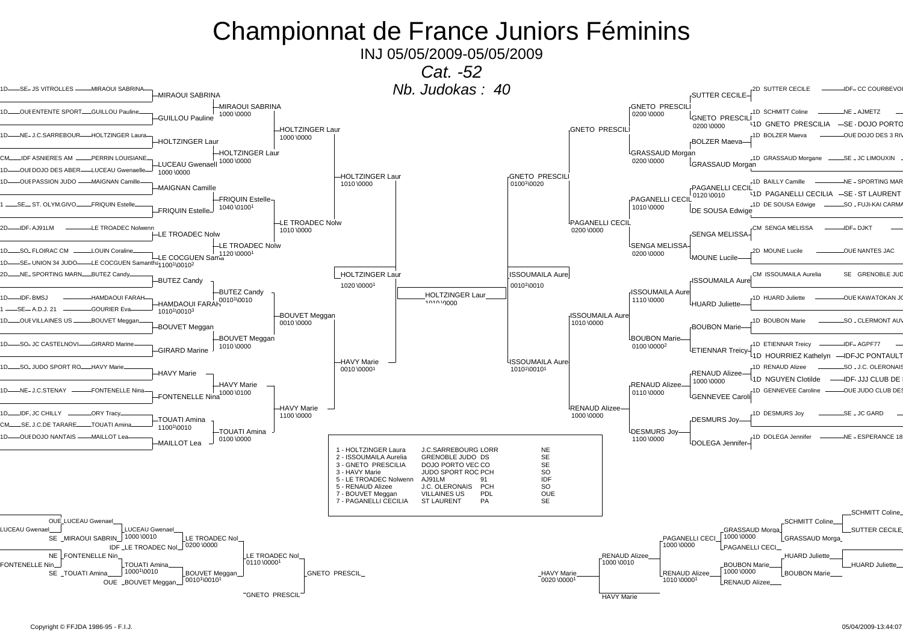# Championnat de France Juniors Féminins

INJ 05/05/2009-05/05/2009

*Cat. -52*

*Nb. Judokas : 40*

## Tableau principal

| Grade | Ligue | Club | Judoka |
|---|---|---|---|
| 1D | SE | JS VITROLLES | MIRAOUI SABRINA |
| 1D | OUE | ENTENTE SPORT | GUILLOU Pauline |
| 1D | NE | J.C.SARREBOUR | HOLTZINGER Laura |
| CM | IDF | ASNIERES AM | PERRIN LOUISIANE |
| 1D | OUE | DOJO DES ABER | LUCEAU Gwenaelle |
| 1D | OUE | PASSION JUDO | MAIGNAN Camille |
| 1 | SE | ST. OLYM.GIVO | FRIQUIN Estelle |
| 2D | IDF | AJ91LM | LE TROADEC Nolwenn |
| 1D | SO | FLOIRAC CM | LOUIN Coraline |
| 1D | SE | UNION 34 JUDO | LE COCGUEN Samantha |
| 2D | NE | SPORTING MARN | BUTEZ Candy |
| 1D | IDF | BMSJ | HAMDAOUI FARAH |
| 1 | SE | A.D.J. 21 | GOURIER Eva |
| 1D | OUE | VILLAINES US | BOUVET Meggan |
| 1D | SO | JC CASTELNOVI | GIRARD Marine |
| 1D | SO | JUDO SPORT RO | HAVY Marie |
| 1D | NE | J.C.STENAY | FONTENELLE Nina |
| 1D | IDF | JC CHILLY | ORY Tracy |
| CM | SE | J.C.DE TARARE | TOUATI Amina |
| 1D | OUE | DOJO NANTAIS | MAILLOT Lea |
| 2D | IDF | CC COURBEVOI | SUTTER CECILE |
| 1D | NE | AJMETZ | SCHMITT Coline |
| 1D | SE | DOJO PORTO | GNETO PRESCILIA |
| 1D | OUE | DOJO DES 3 RIV | BOLZER Maeva |
| 1D | SE | JC LIMOUXIN | GRASSAUD Morgane |
| 1D | NE | SPORTING MAR | BAILLY Camille |
| 1D | SE | ST LAURENT | PAGANELLI CECILIA |
| 1D | SO | FUJI-KAI CARMA | DE SOUSA Edwige |
| CM | IDF | DJKT | SENGA MELISSA |
| 2D | OUE | NANTES JAC | MOUNE Lucile |
| CM | SE | GRENOBLE JUD | ISSOUMAILA Aurelia |
| 1D | OUE | KAWATOKAN JC | HUARD Juliette |
| 1D | SO | CLERMONT AUV | BOUBON Marie |
| 1D | IDF | AGPF77 | ETIENNAR Treicy |
| 1D | IDF | JC PONTAULT | HOURRIEZ Kathelyn |
| 1D | SO | J.C. OLERONAIS | RENAUD Alizee |
| 1D | IDF | JJJ CLUB DE | NGUYEN Clotilde |
| 1D | OUE | JUDO CLUB DES | GENNEVEE Caroline |
| 1D | SE | JC GARD | DESMURS Joy |
| 1D | NE | ESPERANCE 18 | DOLEGA Jennifer |

### Premier tour

| Vainqueur | Score |
|---|---|
| MIRAOUI SABRINA | |
| GUILLOU Pauline | |
| HOLTZINGER Laur | |
| LUCEAU Gwenaell | 1000 \0000 |
| MAIGNAN Camille | |
| FRIQUIN Estelle | |
| LE TROADEC Nolw | |
| LE COCGUEN Sama | 1100[1]\0010[2] |
| BUTEZ Candy | |
| HAMDAOUI FARAH | 1010[1]\0010[3] |
| BOUVET Meggan | |
| GIRARD Marine | |
| HAVY Marie | |
| FONTENELLE Nina | |
| TOUATI Amina | 1100[1]\0010 |
| MAILLOT Lea | |
| SUTTER CECILE | |
| GNETO PRESCILI | 0200 \0000 |
| BOLZER Maeva | |
| GRASSAUD Morgan | |
| PAGANELLI CECIL | 0120 \0010 |
| DE SOUSA Edwige | |
| SENGA MELISSA | |
| MOUNE Lucile | |
| ISSOUMAILA Aure | |
| HUARD Juliette | |
| BOUBON Marie | |
| ETIENNAR Treicy | |
| RENAUD Alizee | 1000 \0000 |
| GENNEVEE Caroli | |
| DESMURS Joy | |
| DOLEGA Jennifer | |

### Deuxième tour

| Vainqueur | Score |
|---|---|
| MIRAOUI SABRINA | 1000 \0000 |
| HOLTZINGER Laur | 1000 \0000 |
| FRIQUIN Estelle | 1040 \0100[1] |
| LE TROADEC Nolw | 1120 \0000[1] |
| BUTEZ Candy | 0010[1]\0010 |
| BOUVET Meggan | 1010 \0000 |
| HAVY Marie | 1000 \0100 |
| TOUATI Amina | 0100 \0000 |
| GNETO PRESCILI | 0200 \0000 |
| GRASSAUD Morgan | 0200 \0000 |
| PAGANELLI CECIL | 1010 \0000 |
| SENGA MELISSA | 0200 \0000 |
| ISSOUMAILA Aure | 1110 \0000 |
| BOUBON Marie | 0100 \0000[2] |
| RENAUD Alizee | 0110 \0000 |
| DESMURS Joy | 1100 \0000 |

### Huitièmes de finale

| Vainqueur | Score |
|---|---|
| HOLTZINGER Laur | 1000 \0000 |
| LE TROADEC Nolw | 1010 \0000 |
| BOUVET Meggan | 0010 \0000 |
| HAVY Marie | 1100 \0000 |
| GNETO PRESCILI | |
| PAGANELLI CECIL | 0200 \0000 |
| ISSOUMAILA Aure | 1010 \0000 |
| RENAUD Alizee | 1000 \0000 |

### Quarts de finale

| Vainqueur | Score |
|---|---|
| HOLTZINGER Laur | 1010 \0000 |
| HAVY Marie | 0010 \0000[1] |
| GNETO PRESCILI | 0100[1]\0020 |
| ISSOUMAILA Aure | 1010[1]\0010[1] |

### Demi-finales

| Vainqueur | Score |
|---|---|
| HOLTZINGER Laur | 1020 \0000[1] |
| ISSOUMAILA Aure | 0010[1]\0010 |

### Finale

| Vainqueur | Score |
|---|---|
| HOLTZINGER Laur | 1010 \0000 |

## Classement

| Place | Judoka | Club | Ligue | Zone |
|---|---|---|---|---|
| 1 | HOLTZINGER Laura | J.C.SARREBOURG | LORR | NE |
| 2 | ISSOUMAILA Aurelia | GRENOBLE JUDO | DS | SE |
| 3 | GNETO PRESCILIA | DOJO PORTO VEC | CO | SE |
| 3 | HAVY Marie | JUDO SPORT ROC | PCH | SO |
| 5 | LE TROADEC Nolwenn | AJ91LM | 91 | IDF |
| 5 | RENAUD Alizee | J.C. OLERONAIS | PCH | SO |
| 7 | BOUVET Meggan | VILLAINES US | PDL | OUE |
| 7 | PAGANELLI CECILIA | ST LAURENT | PA | SE |

## Repêchages

### Côté gauche

| Ligue | Judoka | Vainqueur | Score |
|---|---|---|---|
| OUE | LUCEAU Gwenael | LUCEAU Gwenael | |
| SE | MIRAOUI SABRIN | LUCEAU Gwenael | 1000 \0010 |
| IDF | LE TROADEC Nol | LE TROADEC Nol | 0200 \0000 |
| NE | FONTENELLE Nin | FONTENELLE Nin | |
| SE | TOUATI Amina | TOUATI Amina | 1000[1]\0010 |
| OUE | BOUVET Meggan | BOUVET Meggan | 0010[1]\0010[1] |

- LE TROADEC Nol : 0110 \0000[1]
- GNETO PRESCIL (place 3) / GNETO PRESCIL

### Côté droit

| Judoka | Vainqueur | Score |
|---|---|---|
| SCHMITT Coline / SUTTER CECILE | SCHMITT Coline | |
| GRASSAUD Morga | GRASSAUD Morga | 1000 \0000 |
| PAGANELLI CECI | PAGANELLI CECI | 1000 \0000 |
| HUARD Juliette | HUARD Juliette | |
| BOUBON Marie | BOUBON Marie | 1000 \0000 |
| RENAUD Alizee | RENAUD Alizee | 1010 \0000[1] |

- RENAUD Alizee : 1000 \0010
- HAVY Marie : 0020 \0000[1] / HAVY Marie

Copyright © FFJDA 1986-95 - F.I.J.

05/04/2009-13:44:07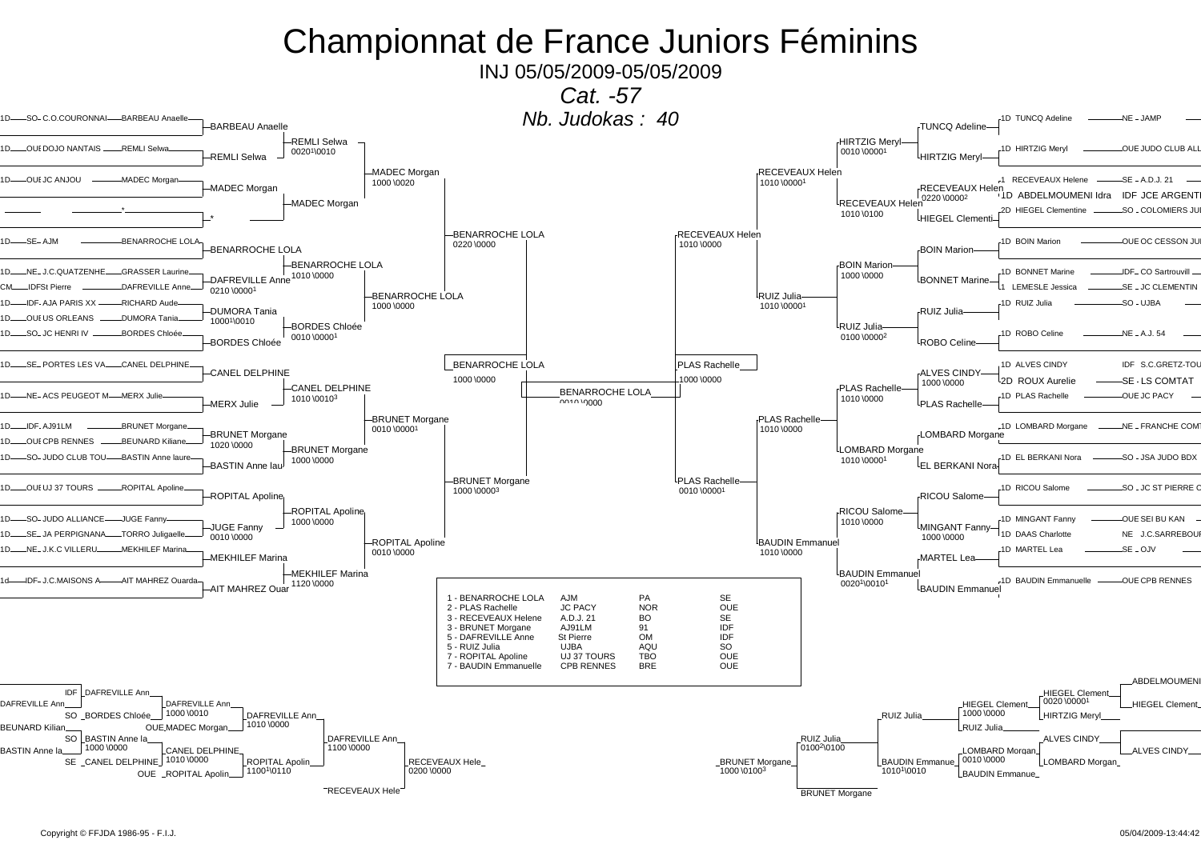# Championnat de France Juniors Féminins

INJ 05/05/2009-05/05/2009

*Cat. -57*

*Nb. Judokas : 40*

## Tableau principal (partie gauche)

| Grade | Ligue | Club | Judoka | Tour 1 | Tour 2 | Tour 3 | Tour 4 |
|---|---|---|---|---|---|---|---|
| 1D | SO | C.O.COURONNAI | BARBEAU Anaelle | BARBEAU Anaelle | REMLI Selwa 0020[1]\0010 | MADEC Morgan 1000 \0020 | BENARROCHE LOLA 0220 \0000 |
| 1D | OUE | DOJO NANTAIS | REMLI Selwa | REMLI Selwa | | | |
| 1D | OUE | JC ANJOU | MADEC Morgan | MADEC Morgan | MADEC Morgan | | |
| | | | * | * | | | |
| 1D | SE | AJM | BENARROCHE LOLA | BENARROCHE LOLA | BENARROCHE LOLA 1010 \0000 | BENARROCHE LOLA 1000 \0000 | |
| 1D | NE | J.C.QUATZENHE | GRASSER Laurine | DAFREVILLE Anne 0210 \0000[1] | | | |
| CM | IDF | St Pierre | DAFREVILLE Anne | | | | |
| 1D | IDF | AJA PARIS XX | RICHARD Aude | DUMORA Tania 1000[1]\0010 | BORDES Chloée 0010 \0000[1] | | |
| 1D | OUE | US ORLEANS | DUMORA Tania | | | | |
| 1D | SO | JC HENRI IV | BORDES Chloée | BORDES Chloée | | | |
| 1D | SE | PORTES LES VA | CANEL DELPHINE | CANEL DELPHINE | CANEL DELPHINE 1010 \0010[3] | BRUNET Morgane 0010 \0000[1] | BRUNET Morgane 1000 \0000[3] |
| 1D | NE | ACS PEUGEOT M | MERX Julie | MERX Julie | | | |
| 1D | IDF | AJ91LM | BRUNET Morgane | BRUNET Morgane 1020 \0000 | BRUNET Morgane 1000 \0000 | | |
| 1D | OUE | CPB RENNES | BEUNARD Kiliane | | | | |
| 1D | SO | JUDO CLUB TOU | BASTIN Anne laure | BASTIN Anne lau | | | |
| 1D | OUE | UJ 37 TOURS | ROPITAL Apoline | ROPITAL Apoline | ROPITAL Apoline 1000 \0000 | ROPITAL Apoline 0010 \0000 | |
| 1D | SO | JUDO ALLIANCE | JUGE Fanny | JUGE Fanny 0010 \0000 | | | |
| 1D | SE | JA PERPIGNANA | TORRO Juligaelle | | | | |
| 1D | NE | J.K.C VILLERU | MEKHILEF Marina | MEKHILEF Marina | MEKHILEF Marina 1120 \0000 | | |
| 1d | IDF | J.C.MAISONS A | AIT MAHREZ Ouarda | AIT MAHREZ Ouar | | | |

Demi-finale gauche : BENARROCHE LOLA 1000 \0000

## Finale

BENARROCHE LOLA 0010 \0000

## Tableau principal (partie droite)

| Grade | Judoka | Club | Tour 1 | Tour 2 | Tour 3 | Tour 4 |
|---|---|---|---|---|---|---|
| 1D | TUNCQ Adeline | NE - JAMP | TUNCQ Adeline | HIRTZIG Meryl 0010 \0000[1] | RECEVEAUX Helen 1010 \0000[1] | RECEVEAUX Helen 1010 \0000 |
| 1D | HIRTZIG Meryl | OUE JUDO CLUB ALL | HIRTZIG Meryl | | | |
| 1 | RECEVEAUX Helene | SE - A.D.J. 21 | RECEVEAUX Helen 0220 \0000[2] | RECEVEAUX Helen 1010 \0100 | | |
| 1D | ABDELMOUMENI Idra | IDF JCE ARGENTI | | | | |
| 2D | HIEGEL Clementine | SO - COLOMIERS JU | HIEGEL Clementi | | | |
| 1D | BOIN Marion | OUE OC CESSON JU | BOIN Marion | BOIN Marion 1000 \0000 | RUIZ Julia 1010 \0000[1] | |
| 1D | BONNET Marine | IDF - CO Sartrouvill | BONNET Marine | | | |
| 1 | LEMESLE Jessica | SE - JC CLEMENTIN | | | | |
| 1D | RUIZ Julia | SO - UJBA | RUIZ Julia | RUIZ Julia 0100 \0000[2] | | |
| 1D | ROBO Celine | NE - A.J. 54 | ROBO Celine | | | |
| 1D | ALVES CINDY | IDF S.C.GRETZ-TOU | ALVES CINDY 1000 \0000 | PLAS Rachelle 1010 \0000 | PLAS Rachelle 1010 \0000 | PLAS Rachelle 0010 \0000[1] |
| 2D | ROUX Aurelie | SE - LS COMTAT | | | | |
| 1D | PLAS Rachelle | OUE JC PACY | PLAS Rachelle | | | |
| 1D | LOMBARD Morgane | NE - FRANCHE COMT | LOMBARD Morgane | LOMBARD Morgane 1010 \0000[1] | | |
| 1D | EL BERKANI Nora | SO - JSA JUDO BDX | EL BERKANI Nora | | | |
| 1D | RICOU Salome | SO - JC ST PIERRE C | RICOU Salome | RICOU Salome 1010 \0000 | BAUDIN Emmanuel 1010 \0000 | |
| 1D | MINGANT Fanny | OUE SEI BU KAN | MINGANT Fanny 1000 \0000 | | | |
| 1D | DAAS Charlotte | NE J.C.SARREBOUR | | | | |
| 1D | MARTEL Lea | SE - OJV | MARTEL Lea | BAUDIN Emmanuel 0020[1]\0010[1] | | |
| 1D | BAUDIN Emmanuelle | OUE CPB RENNES | BAUDIN Emmanuel | | | |

Demi-finale droite : PLAS Rachelle 1000 \0000

## Classement

| Place | Judoka | Club | Ligue | Zone |
|---|---|---|---|---|
| 1 | BENARROCHE LOLA | AJM | PA | SE |
| 2 | PLAS Rachelle | JC PACY | NOR | OUE |
| 3 | RECEVEAUX Helene | A.D.J. 21 | BO | SE |
| 3 | BRUNET Morgane | AJ91LM | 91 | IDF |
| 5 | DAFREVILLE Anne | St Pierre | OM | IDF |
| 5 | RUIZ Julia | UJBA | AQU | SO |
| 7 | ROPITAL Apoline | UJ 37 TOURS | TBO | OUE |
| 7 | BAUDIN Emmanuelle | CPB RENNES | BRE | OUE |

## Repêchages (gauche)

| Tour 1 | Tour 2 | Tour 3 | Tour 4 | Tour 5 |
|---|---|---|---|---|
| DAFREVILLE Ann / BEUNARD Kilian | IDF DAFREVILLE Ann | DAFREVILLE Ann 1000 \0010 | DAFREVILLE Ann 1010 \0000 | DAFREVILLE Ann 1100 \0000 |
| | SO BORDES Chloée | OUE MADEC Morgan | | |
| BASTIN Anne la | SO BASTIN Anne la 1000 \0000 | CANEL DELPHINE 1010 \0000 | ROPITAL Apolin 1100[1]\0110 | |
| | SE CANEL DELPHINE | OUE ROPITAL Apolin | | |

RECEVEAUX Hele 0200 \0000 — RECEVEAUX Hele

## Repêchages (droite)

| Tour 1 | Tour 2 | Tour 3 | Tour 4 | Tour 5 |
|---|---|---|---|---|
| ABDELMOUMENI / HIEGEL Clement | HIEGEL Clement 0020 \0000[1] | HIEGEL Clement 1000 \0000 | RUIZ Julia | RUIZ Julia 0100[2]\0100 |
| | HIRTZIG Meryl | RUIZ Julia | | |
| ALVES CINDY | ALVES CINDY | LOMBARD Morgan 0010 \0000 | BAUDIN Emmanue 1010[1]\0010 | |
| | LOMBARD Morgan | BAUDIN Emmanue | | |

BRUNET Morgane 1000 \0100[3] — BRUNET Morgane

Copyright © FFJDA 1986-95 - F.I.J. — 05/04/2009-13:44:42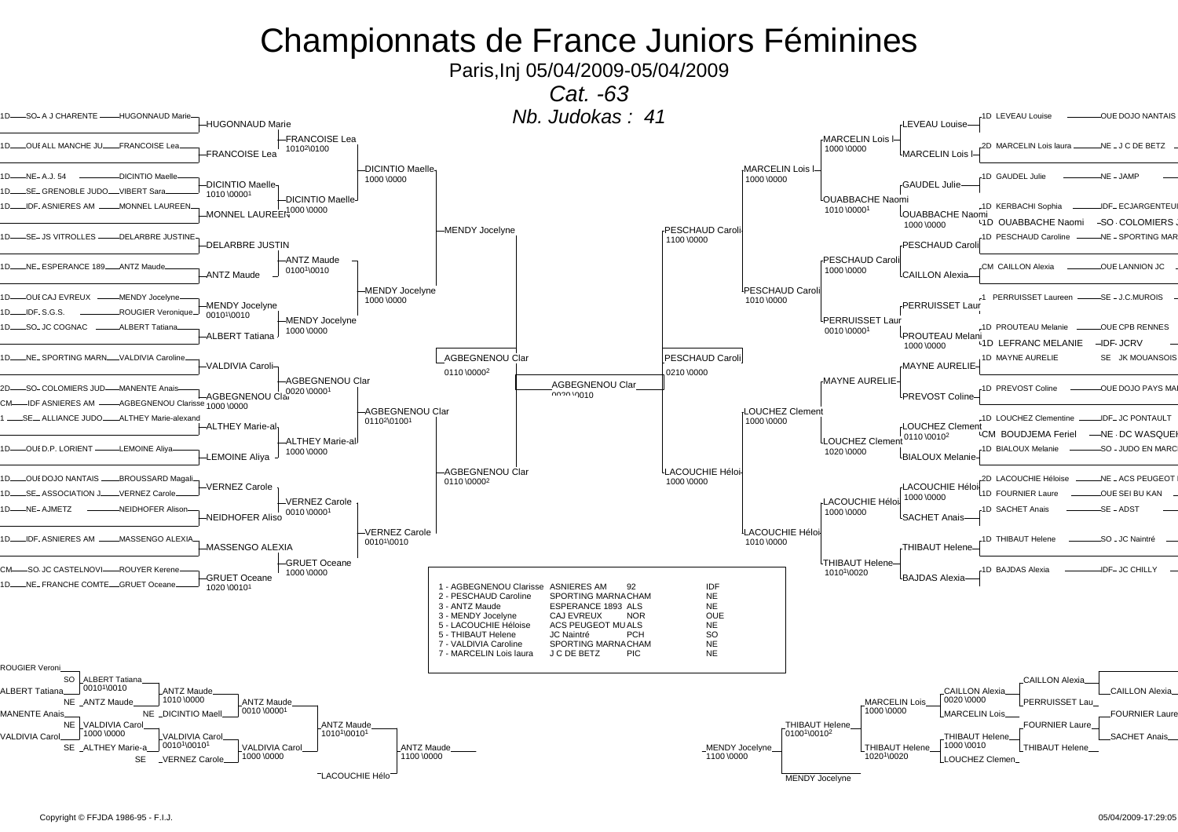# Championnats de France Juniors Féminines

Paris,Inj 05/04/2009-05/04/2009

*Cat. -63*

*Nb. Judokas : 41*

## Tableau principal – partie gauche

| Grade | Ligue | Club | Judoka |
| --- | --- | --- | --- |
| 1D | SO | A J CHARENTE | HUGONNAUD Marie |
| 1D | OUE | ALL MANCHE JU | FRANCOISE Lea |
| 1D | NE | A.J. 54 | DICINTIO Maelle |
| 1D | SE | GRENOBLE JUDO | VIBERT Sara |
| 1D | IDF | ASNIERES AM | MONNEL LAUREEN |
| 1D | SE | JS VITROLLES | DELARBRE JUSTINE |
| 1D | NE | ESPERANCE 189 | ANTZ Maude |
| 1D | OUE | CAJ EVREUX | MENDY Jocelyne |
| 1D | IDF | S.G.S. | ROUGIER Veronique |
| 1D | SO | JC COGNAC | ALBERT Tatiana |
| 1D | NE | SPORTING MARN | VALDIVIA Caroline |
| 2D | SO | COLOMIERS JUD | MANENTE Anais |
| CM | IDF | ASNIERES AM | AGBEGNENOU Clarisse |
| 1 | SE | ALLIANCE JUDO | ALTHEY Marie-alexand |
| 1D | OUE | D.P. LORIENT | LEMOINE Aliya |
| 1D | OUE | DOJO NANTAIS | BROUSSARD Magali |
| 1D | SE | ASSOCIATION J | VERNEZ Carole |
| 1D | NE | AJMETZ | NEIDHOFER Alison |
| 1D | IDF | ASNIERES AM | MASSENGO ALEXIA |
| CM | SO | JC CASTELNOVI | ROUYER Kerene |
| 1D | NE | FRANCHE COMTE | GRUET Oceane |

Résultats (partie gauche) :

- HUGONNAUD Marie / FRANCOISE Lea → FRANCOISE Lea (1010²\0100)
- DICINTIO Maelle (1010 \0000¹) / MONNEL LAUREEN → DICINTIO Maelle (1000 \0000)
- FRANCOISE Lea / DICINTIO Maelle → DICINTIO Maelle (1000 \0000)
- DELARBRE JUSTIN / ANTZ Maude → ANTZ Maude (0100¹\0010)
- MENDY Jocelyne (0010¹\0010) / ALBERT Tatiana → MENDY Jocelyne (1000 \0000)
- ANTZ Maude / MENDY Jocelyne → MENDY Jocelyne (1000 \0000)
- DICINTIO Maelle / MENDY Jocelyne → MENDY Jocelyne
- VALDIVIA Caroline / AGBEGNENOU Clar (1000 \0000) → AGBEGNENOU Clar (0020 \0000¹)
- ALTHEY Marie-al / LEMOINE Aliya → ALTHEY Marie-al (1000 \0000)
- AGBEGNENOU Clar / ALTHEY Marie-al → AGBEGNENOU Clar (0110²\0100¹)
- VERNEZ Carole / NEIDHOFER Aliso → VERNEZ Carole (0010 \0000¹)
- MASSENGO ALEXIA / GRUET Oceane (1020 \0010¹) → GRUET Oceane (1000 \0000)
- VERNEZ Carole / GRUET Oceane → VERNEZ Carole (0010¹\0010)
- AGBEGNENOU Clar / VERNEZ Carole → AGBEGNENOU Clar (0110 \0000²)
- MENDY Jocelyne / AGBEGNENOU Clar → AGBEGNENOU Clar (0110 \0000²)

## Tableau principal – partie droite

| Grade | Judoka | Ligue | Club |
| --- | --- | --- | --- |
| 1D | LEVEAU Louise | OUE | DOJO NANTAIS |
| 2D | MARCELIN Lois laura | NE | J C DE BETZ |
| 1D | GAUDEL Julie | NE | JAMP |
| 1D | KERBACHI Sophia | IDF | ECJARGENTEUI |
| 1D | OUABBACHE Naomi | SO | COLOMIERS J |
| 1D | PESCHAUD Caroline | NE | SPORTING MAR |
| CM | CAILLON Alexia | OUE | LANNION JC |
| 1 | PERRUISSET Laureen | SE | J.C.MUROIS |
| 1D | PROUTEAU Melanie | OUE | CPB RENNES |
| 1D | LEFRANC MELANIE | IDF | JCRV |
| 1D | MAYNE AURELIE | SE | JK MOUANSOIS |
| 1D | PREVOST Coline | OUE | DOJO PAYS MA |
| 1D | LOUCHEZ Clementine | IDF | JC PONTAULT |
| CM | BOUDJEMA Feriel | NE | DC WASQUEH |
| 1D | BIALOUX Melanie | SO | JUDO EN MARC |
| 2D | LACOUCHIE Héloise | NE | ACS PEUGEOT |
| 1D | FOURNIER Laure | OUE | SEI BU KAN |
| 1D | SACHET Anais | SE | ADST |
| 1D | THIBAUT Helene | SO | JC Naintré |
| 1D | BAJDAS Alexia | IDF | JC CHILLY |

Résultats (partie droite) :

- LEVEAU Louise / MARCELIN Lois l → MARCELIN Lois l (1000 \0000)
- GAUDEL Julie / OUABBACHE Naomi (1000 \0000) → OUABBACHE Naomi (1010 \0000¹)
- MARCELIN Lois l / OUABBACHE Naomi → MARCELIN Lois l (1000 \0000)
- PESCHAUD Caroli / CAILLON Alexia → PESCHAUD Caroli (1000 \0000)
- PERRUISSET Laur / PROUTEAU Melani (1000 \0000) → PERRUISSET Laur (0010 \0000¹)
- PESCHAUD Caroli / PERRUISSET Laur → PESCHAUD Caroli (1010 \0000)
- MARCELIN Lois l / PESCHAUD Caroli → PESCHAUD Caroli (1100 \0000)
- MAYNE AURELIE / PREVOST Coline → MAYNE AURELIE
- LOUCHEZ Clement (0110 \0010²) / BIALOUX Melanie → LOUCHEZ Clement (1020 \0000)
- MAYNE AURELIE / LOUCHEZ Clement → LOUCHEZ Clement (1000 \0000)
- LACOUCHIE Héloi (1000 \0000) / SACHET Anais → LACOUCHIE Héloi (1000 \0000)
- THIBAUT Helene / BAJDAS Alexia → THIBAUT Helene (1010¹\0020)
- LACOUCHIE Héloi / THIBAUT Helene → LACOUCHIE Héloi (1010 \0000)
- LOUCHEZ Clement / LACOUCHIE Héloi → LACOUCHIE Héloi (1000 \0000)
- PESCHAUD Caroli / LACOUCHIE Héloi → PESCHAUD Caroli (0210 \0000)

## Finale

AGBEGNENOU Clar / PESCHAUD Caroli → AGBEGNENOU Clar (0020 \0010)

## Classement

| Place | Judoka | Club | Dépt | Ligue |
| --- | --- | --- | --- | --- |
| 1 | AGBEGNENOU Clarisse | ASNIERES AM | 92 | IDF |
| 2 | PESCHAUD Caroline | SPORTING MARNA | CHAM | NE |
| 3 | ANTZ Maude | ESPERANCE 1893 | ALS | NE |
| 3 | MENDY Jocelyne | CAJ EVREUX | NOR | OUE |
| 5 | LACOUCHIE Héloise | ACS PEUGEOT MU | ALS | NE |
| 5 | THIBAUT Helene | JC Naintré | PCH | SO |
| 7 | VALDIVIA Caroline | SPORTING MARNA | CHAM | NE |
| 7 | MARCELIN Lois laura | J C DE BETZ | PIC | NE |

## Repêchages – partie gauche

- ROUGIER Veroni / ALBERT Tatiana (SO) → ALBERT Tatiana (0010¹\0010)
- ALBERT Tatiana / ANTZ Maude (NE) → ANTZ Maude (1010 \0000)
- MANENTE Anais / VALDIVIA Carol (NE) → VALDIVIA Carol (1000 \0000)
- VALDIVIA Carol / ALTHEY Marie-a (SE) → VALDIVIA Carol (0010¹\0010¹)
- ANTZ Maude / DICINTIO Maell (NE) → ANTZ Maude (0010 \0000¹)
- VALDIVIA Carol / VERNEZ Carole (SE) → VALDIVIA Carol (1000 \0000)
- ANTZ Maude / VALDIVIA Carol → ANTZ Maude (1010¹\0010¹)
- ANTZ Maude / LACOUCHIE Hélo → ANTZ Maude (1100 \0000)

## Repêchages – partie droite

- CAILLON Alexia / PERRUISSET Lau → CAILLON Alexia (0020 \0000)
- FOURNIER Laure / SACHET Anais → FOURNIER Laure
- THIBAUT Helene / LOUCHEZ Clemen → THIBAUT Helene (1000 \0010)
- CAILLON Alexia / MARCELIN Lois → MARCELIN Lois (1000 \0000)
- FOURNIER Laure / THIBAUT Helene → THIBAUT Helene (1020¹\0020)
- MARCELIN Lois / THIBAUT Helene → THIBAUT Helene (0100¹\0010²)
- THIBAUT Helene / MENDY Jocelyne → MENDY Jocelyne (1100 \0000)

Copyright © FFJDA 1986-95 - F.I.J.

05/04/2009-17:29:05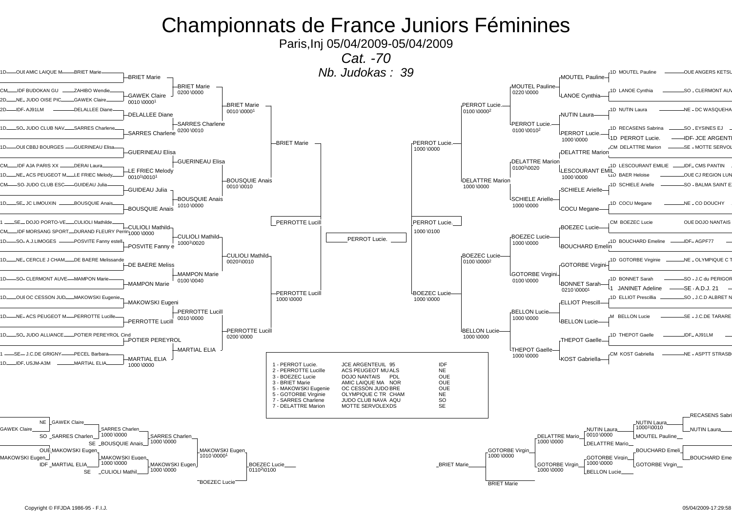# Championnats de France Juniors Féminines

Paris,Inj 05/04/2009-05/04/2009

*Cat. -70*

*Nb. Judokas : 39*

## Tableau principal (partie gauche)

| Grade | Ligue | Club | Nom |
|---|---|---|---|
| 1D | OUE | AMIC LAIQUE M | BRIET Marie |
| CM | IDF | BUDOKAN GU | ZAHIBO Wendie |
| 2D | NE | JUDO OISE PIC | GAWEK Claire |
| 2D | IDF | AJ91LM | DELALLEE Diane |
| 1D | SO | JUDO CLUB NAV | SARRES Charlene |
| 1D | OUE | CBBJ BOURGES | GUERINEAU Elisa |
| CM | IDF | AJA PARIS XX | DERAI Laura |
| 1D | NE | ACS PEUGEOT M | LE FRIEC Melody |
| CM | SO | JUDO CLUB ESC | GUIDEAU Julia |
| 1D | SE | JC LIMOUXIN | BOUSQUIE Anais |
| 1 | SE | DOJO PORTO-VE | CULIOLI Mathilde |
| CM | IDF | MORSANG SPORT | DURAND FLEURY Perrin |
| 1D | SO | A.J.LIMOGES | POSVITE Fanny estell |
| 1D | NE | CERCLE J CHAM | DE BAERE Melissande |
| 1D | SO | CLERMONT AUVE | MAMPON Marie |
| 1D | OUE | OC CESSON JUD | MAKOWSKI Eugenie |
| 1D | NE | ACS PEUGEOT M | PERROTTE Lucille |
| 1D | SO | JUDO ALLIANCE | POTIER PEREYROL Cind |
| 1 | SE | J.C.DE GRIGNY | PECEL Barbara |
| 1D | IDF | USJM-A3M | MARTIAL ELIA |

Tour 1 : BRIET Marie ; GAWEK Claire (0010 \0000[1]) ; DELALLEE Diane ; SARRES Charlene ; GUERINEAU Elisa ; LE FRIEC Melody (0010[1]\0010[1]) ; GUIDEAU Julia ; BOUSQUIE Anais ; CULIOLI Mathilde (1000 \0000) ; POSVITE Fanny e ; DE BAERE Meliss ; MAMPON Marie ; MAKOWSKI Eugeni ; PERROTTE Lucill ; POTIER PEREYROL ; MARTIAL ELIA (1000 \0000)

Tour 2 : BRIET Marie (0200 \0000) ; SARRES Charlene (0200 \0010) ; GUERINEAU Elisa ; BOUSQUIE Anais (1010 \0000) ; CULIOLI Mathilde (1000[1]\0020) ; MAMPON Marie (0100 \0040) ; PERROTTE Lucill (0010 \0000) ; MARTIAL ELIA

Tour 3 : BRIET Marie (0010 \0000[1]) ; BOUSQUIE Anais (0010 \0010) ; CULIOLI Mathild (0020[1]\0010) ; PERROTTE Lucill (0200 \0000)

Demi-tableau : BRIET Marie ; PERROTTE Lucill (1000 \0000)

Finaliste : PERROTTE Lucill

## Tableau principal (partie droite)

| Grade | Nom | Ligue | Club |
|---|---|---|---|
| 1D | MOUTEL Pauline | OUE | ANGERS KETSU |
| 1D | LANOE Cynthia | SO | CLERMONT AUV |
| 1D | NUTIN Laura | NE | DC WASQUEHA |
| 1D | RECASENS Sabrina | SO | EYSINES EJ |
| 1D | PERROT Lucie. | IDF | JCE ARGENTI |
| CM | DELATTRE Marion | SE | MOTTE SERVOL |
| 1D | LESCOURANT EMILIE | IDF | CMS PANTIN |
| 1D | BAER Heloise | OUE | CJ REGION LUN |
| 1D | SCHIELE Arielle | SO | BALMA SAINT E |
| 1D | COCU Megane | NE | CO DOUCHY |
| CM | BOEZEC Lucie | OUE | DOJO NANTAIS |
| 1D | BOUCHARD Emeline | IDF | AGPF77 |
| 1D | GOTORBE Virginie | NE | OLYMPIQUE C T |
| 1D | BONNET Sarah | SO | J.C du PERIGOR |
| 1 | JANINET Adeline | SE | A.D.J. 21 |
| 1D | ELLIOT Prescillia | SO | J.C.D ALBRET N |
| M | BELLON Lucie | SE | J.C.DE TARARE |
| 1D | THEPOT Gaelle | IDF | AJ91LM |
| CM | KOST Gabriella | NE | ASPTT STRASB |

Tour 1 : MOUTEL Pauline ; LANOE Cynthia ; NUTIN Laura ; PERROT Lucie. (1000 \0000) ; DELATTRE Marion ; LESCOURANT EMIL (1000 \0000) ; SCHIELE Arielle ; COCU Megane ; BOEZEC Lucie ; BOUCHARD Emelin ; GOTORBE Virgini ; BONNET Sarah (0210 \0000[1]) ; ELLIOT Prescill ; BELLON Lucie ; THEPOT Gaelle ; KOST Gabriella

Tour 2 : MOUTEL Pauline (0220 \0000) ; PERROT Lucie. (0100 \0010[2]) ; DELATTRE Marion (0100[1]\0020) ; SCHIELE Arielle (1000 \0000) ; BOEZEC Lucie (1000 \0000) ; GOTORBE Virgini (0100 \0000) ; BELLON Lucie (1000 \0000) ; THEPOT Gaelle (1000 \0000)

Tour 3 : PERROT Lucie. (0100 \0000[2]) ; DELATTRE Marion (1000 \0000) ; BOEZEC Lucie (0100 \0000[2]) ; BELLON Lucie (1000 \0000)

Demi-tableau : PERROT Lucie. (1000 \0000) ; BOEZEC Lucie (1000 \0000)

Finaliste : PERROT Lucie. (1000 \0100)

Finale : PERROTTE Lucill — PERROT Lucie. → **PERROT Lucie.**

## Classement

| Place | Nom | Club | Ligue |
|---|---|---|---|
| 1 | PERROT Lucie. | JCE ARGENTEUIL 95 | IDF |
| 2 | PERROTTE Lucille | ACS PEUGEOT MU ALS | NE |
| 3 | BOEZEC Lucie | DOJO NANTAIS PDL | OUE |
| 3 | BRIET Marie | AMIC LAIQUE MA NOR | OUE |
| 5 | MAKOWSKI Eugenie | OC CESSON JUDO BRE | OUE |
| 5 | GOTORBE Virginie | OLYMPIQUE C TR CHAM | NE |
| 7 | SARRES Charlene | JUDO CLUB NAVA AQU | SO |
| 7 | DELATTRE Marion | MOTTE SERVOLEX DS | SE |

## Repêchages (gauche)

- GAWEK Claire (NE) — SARRES Charlen (SO) : SARRES Charlen (1000 \0000)
- SARRES Charlen — BOUSQUIE Anais (SE) : SARRES Charlen (1000 \0000)
- MAKOWSKI Eugen (OUE) — MARTIAL ELIA (IDF) : MAKOWSKI Eugen (1000 \0000)
- MAKOWSKI Eugen — CULIOLI Mathil (SE) : MAKOWSKI Eugen (1000 \0000)
- SARRES Charlen — MAKOWSKI Eugen : MAKOWSKI Eugen (1010 \0000[1])
- MAKOWSKI Eugen — BOEZEC Lucie : BOEZEC Lucie (0110[2]\0100)

## Repêchages (droite)

- RECASENS Sabri — NUTIN Laura : NUTIN Laura (1000[1]\0010)
- NUTIN Laura — MOUTEL Pauline : NUTIN Laura (0010 \0000)
- NUTIN Laura — DELATTRE Mario : DELATTRE Mario (1000 \0000)
- BOUCHARD Emeli — GOTORBE Virgin : GOTORBE Virgin (1000 \0000)
- GOTORBE Virgin — BELLON Lucie : GOTORBE Virgin (1000 \0000)
- DELATTRE Mario — GOTORBE Virgin : GOTORBE Virgin (1000 \0000)
- GOTORBE Virgin — BRIET Marie : BRIET Marie

Copyright © FFJDA 1986-95 - F.I.J.

05/04/2009-17:29:58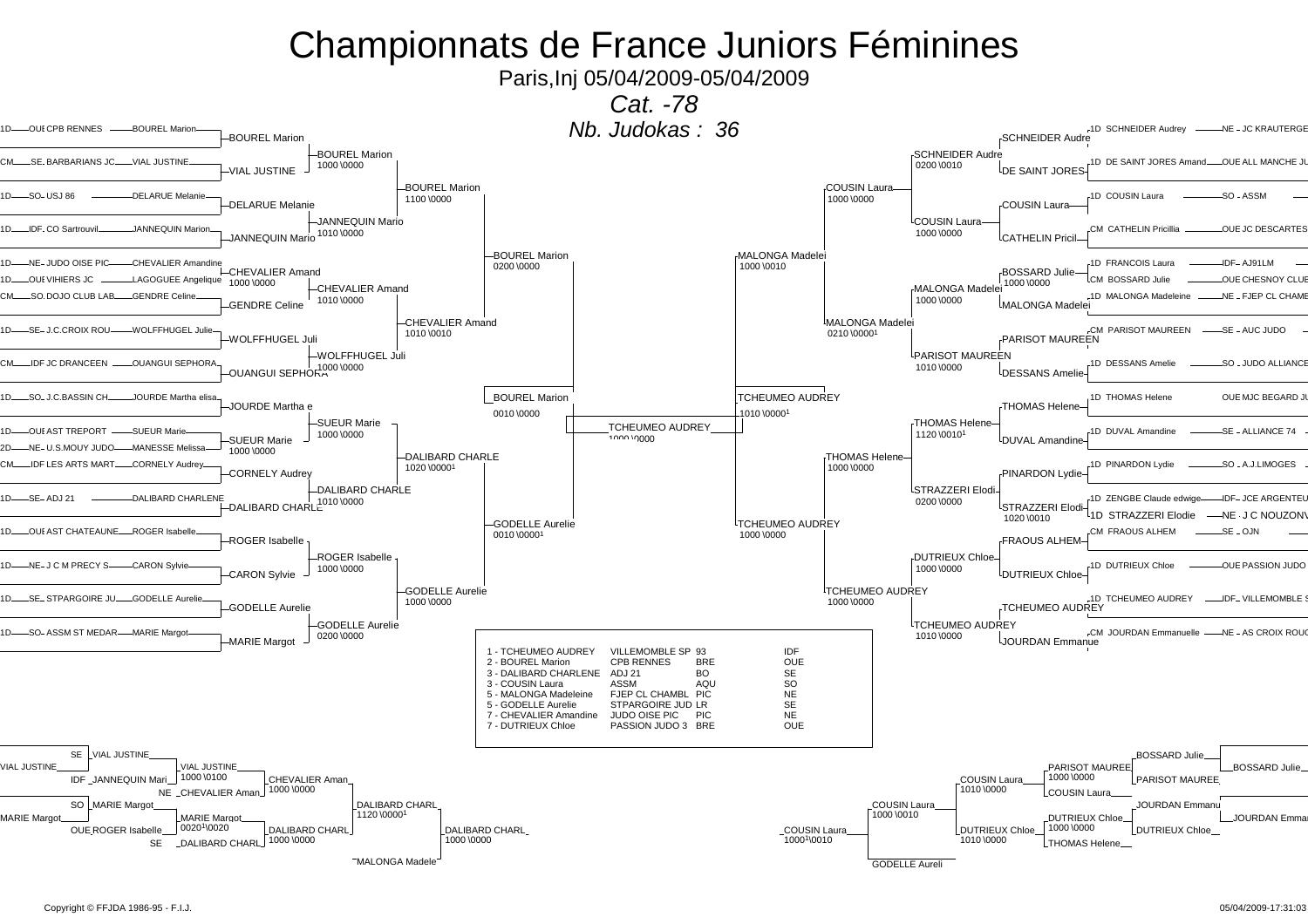# Championnats de France Juniors Féminines

Paris,Inj 05/04/2009-05/04/2009

*Cat. -78*

*Nb. Judokas : 36*

## Tableau principal

| Grade | Ligue | Club | Nom |
|---|---|---|---|
| 1D | OUE | CPB RENNES | BOUREL Marion |
| CM | SE | BARBARIANS JC | VIAL JUSTINE |
| 1D | SO | USJ 86 | DELARUE Melanie |
| 1D | IDF | CO Sartrouvil | JANNEQUIN Marion |
| 1D | NE | JUDO OISE PIC | CHEVALIER Amandine |
| 1D | OUE | VIHIERS JC | LAGOGUEE Angelique |
| CM | SO | DOJO CLUB LAB | GENDRE Celine |
| 1D | SE | J.C.CROIX ROU | WOLFFHUGEL Julie |
| CM | IDF | JC DRANCEEN | OUANGUI SEPHORA |
| 1D | SO | J.C.BASSIN CH | JOURDE Martha elisa |
| 1D | OUE | AST TREPORT | SUEUR Marie |
| 2D | NE | U.S.MOUY JUDO | MANESSE Melissa |
| CM | IDF | LES ARTS MART | CORNELY Audrey |
| 1D | SE | ADJ 21 | DALIBARD CHARLENE |
| 1D | OUE | AST CHATEAUNE | ROGER Isabelle |
| 1D | NE | J C M PRECY S | CARON Sylvie |
| 1D | SE | STPARGOIRE JU | GODELLE Aurelie |
| 1D | SO | ASSM ST MEDAR | MARIE Margot |
| 1D | | SCHNEIDER Audrey | NE JC KRAUTERGE |
| 1D | | DE SAINT JORES Amand | OUE ALL MANCHE JU |
| 1D | | COUSIN Laura | SO ASSM |
| CM | | CATHELIN Pricillia | OUE JC DESCARTES |
| 1D | | FRANCOIS Laura | IDF AJ91LM |
| CM | | BOSSARD Julie | OUE CHESNOY CLUB |
| 1D | | MALONGA Madeleine | NE FJEP CL CHAMB |
| CM | | PARISOT MAUREEN | SE AUC JUDO |
| 1D | | DESSANS Amelie | SO JUDO ALLIANCE |
| 1D | | THOMAS Helene | OUE MJC BEGARD JU |
| 1D | | DUVAL Amandine | SE ALLIANCE 74 |
| 1D | | PINARDON Lydie | SO A.J.LIMOGES |
| 1D | | ZENGBE Claude edwige | IDF JCE ARGENTEU |
| 1D | | STRAZZERI Elodie | NE J C NOUZONV |
| CM | | FRAOUS ALHEM | SE OJN |
| 1D | | DUTRIEUX Chloe | OUE PASSION JUDO |
| 1D | | TCHEUMEO AUDREY | IDF VILLEMOMBLE S |
| CM | | JOURDAN Emmanuelle | NE AS CROIX ROUG |

### Partie gauche

- 1er tour : BOUREL Marion, VIAL JUSTINE, DELARUE Melanie, JANNEQUIN Mario, CHEVALIER Amand (1000 \0000), GENDRE Celine, WOLFFHUGEL Juli, OUANGUI SEPHORA, JOURDE Martha e, SUEUR Marie (1000 \0000), CORNELY Audrey, DALIBARD CHARLE, ROGER Isabelle, CARON Sylvie, GODELLE Aurelie, MARIE Margot
- BOUREL Marion 1000 \0000 ; JANNEQUIN Mario 1010 \0000 ; CHEVALIER Amand 1010 \0000 ; WOLFFHUGEL Juli 1000 \0000 ; SUEUR Marie 1000 \0000 ; DALIBARD CHARLE 1010 \0000 ; ROGER Isabelle 1000 \0000 ; GODELLE Aurelie 0200 \0000
- BOUREL Marion 1100 \0000 ; CHEVALIER Amand 1010 \0010 ; DALIBARD CHARLE 1020 \0000[1] ; GODELLE Aurelie 1000 \0000
- BOUREL Marion 0200 \0000 ; GODELLE Aurelie 0010 \0000[1]
- BOUREL Marion 0010 \0000

### Partie droite

- 1er tour : SCHNEIDER Audre, DE SAINT JORES, COUSIN Laura, CATHELIN Pricil, BOSSARD Julie (1000 \0000), MALONGA Madelei, PARISOT MAUREEN, DESSANS Amelie, THOMAS Helene, DUVAL Amandine, PINARDON Lydie, STRAZZERI Elodi (1020 \0010), FRAOUS ALHEM, DUTRIEUX Chloe, TCHEUMEO AUDREY, JOURDAN Emmanue
- SCHNEIDER Audre 0200 \0010 ; COUSIN Laura 1000 \0000 ; MALONGA Madelei 1000 \0000 ; PARISOT MAUREEN 1010 \0000 ; THOMAS Helene 1120 \0010[1] ; STRAZZERI Elodi 0200 \0000 ; DUTRIEUX Chloe 1000 \0000 ; TCHEUMEO AUDREY 1010 \0000
- COUSIN Laura 1000 \0000 ; MALONGA Madelei 0210 \0000[1] ; THOMAS Helene 1000 \0000 ; TCHEUMEO AUDREY 1000 \0000
- MALONGA Madelei 1000 \0010 ; TCHEUMEO AUDREY 1000 \0000
- TCHEUMEO AUDREY 1010 \0000[1]

### Finale

TCHEUMEO AUDREY 1000 \0000

## Classement

| Rang | Nom | Club | Dép. | Ligue |
|---|---|---|---|---|
| 1 | TCHEUMEO AUDREY | VILLEMOMBLE SP | 93 | IDF |
| 2 | BOUREL Marion | CPB RENNES | BRE | OUE |
| 3 | DALIBARD CHARLENE | ADJ 21 | BO | SE |
| 3 | COUSIN Laura | ASSM | AQU | SO |
| 5 | MALONGA Madeleine | FJEP CL CHAMBL | PIC | NE |
| 5 | GODELLE Aurelie | STPARGOIRE JUD | LR | SE |
| 7 | CHEVALIER Amandine | JUDO OISE PIC | PIC | NE |
| 7 | DUTRIEUX Chloe | PASSION JUDO 3 | BRE | OUE |

## Repêchages

### Gauche

- SE VIAL JUSTINE / IDF JANNEQUIN Mari → VIAL JUSTINE 1000 \0100
- SO MARIE Margot / OUE ROGER Isabelle → MARIE Margot 0020[1]\0020
- VIAL JUSTINE / NE CHEVALIER Aman → CHEVALIER Aman 1000 \0000
- MARIE Margot / SE DALIBARD CHARL → DALIBARD CHARL 1000 \0000
- DALIBARD CHARL 1120 \0000[1] (contre MALONGA Madele)
- DALIBARD CHARL 1000 \0000

### Droite

- BOSSARD Julie / PARISOT MAUREE → PARISOT MAUREE 1000 \0000
- JOURDAN Emmanu / DUTRIEUX Chloe → DUTRIEUX Chloe 1000 \0000
- PARISOT MAUREE / COUSIN Laura → COUSIN Laura 1010 \0000
- DUTRIEUX Chloe / THOMAS Helene → DUTRIEUX Chloe 1010 \0000
- COUSIN Laura 1000 \0010
- COUSIN Laura 1000[1]\0010 (contre GODELLE Aureli)

Copyright © FFJDA 1986-95 - F.I.J.

05/04/2009-17:31:03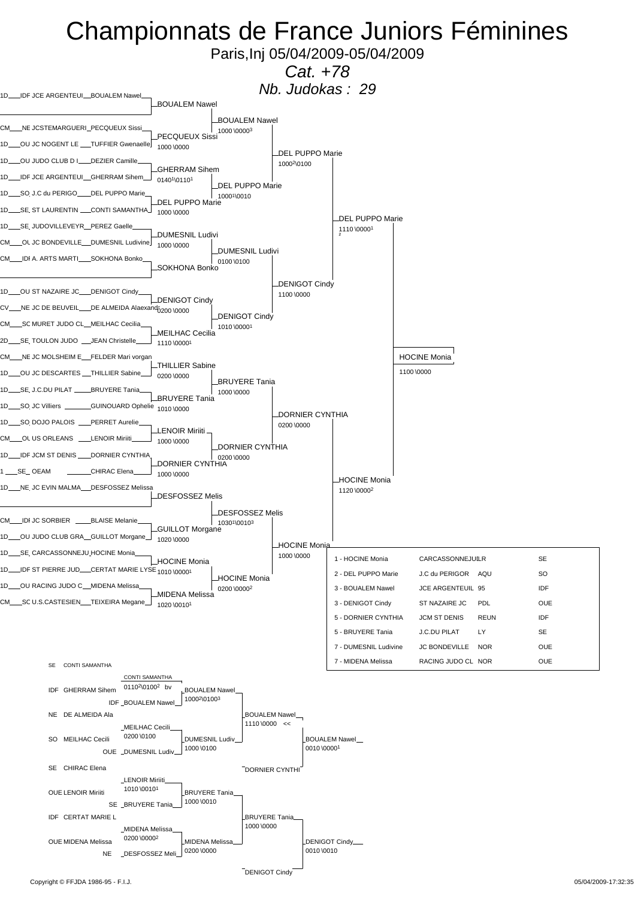# Championnats de France Juniors Féminines

Paris,Inj 05/04/2009-05/04/2009

*Cat. +78*

*Nb. Judokas : 29*

1D___IDF JCE ARGENTEUI__BOUALEM Nawel

CM___NE JCSTEMARGUERI_PECQUEUX Sissi

1D___OU JC NOGENT LE ___TUFFIER Gwenaelle

1D___OU JUDO CLUB D I___DEZIER Camille

1D___IDF JCE ARGENTEUI__GHERRAM Sihem

1D___SO J.C du PERIGO___DEL PUPPO Marie

1D___SE ST LAURENTIN ___CONTI SAMANTHA

1D___SE JUDOVILLEVEYR__PEREZ Gaelle

CM___OU JC BONDEVILLE___DUMESNIL Ludivine

CM___IDF A. ARTS MARTI___SOKHONA Bonko

1D___OU ST NAZAIRE JC___DENIGOT Cindy

CV___NE JC DE BEUVEIL___DE ALMEIDA Alaexandra

CM___SO MURET JUDO CL__MEILHAC Cecilia

2D___SE TOULON JUDO ___JEAN Christelle

CM___NE JC MOLSHEIM E__FELDER Mari vorgan

1D___OU JC DESCARTES __THILLIER Sabine

1D___SE J.C.DU PILAT ____BRUYERE Tania

1D___SO JC Villiers _______GUINOUARD Ophelie

1D___SO DOJO PALOIS ___PERRET Aurelie

CM___OU US ORLEANS ___LENOIR Miriiti

1D___IDF JCM ST DENIS ___DORNIER CYNTHIA

1 ___SE OEAM _______CHIRAC Elena

1D___NE JC EVIN MALMA__DESFOSSEZ Melissa

CM___IDF JC SORBIER ____BLAISE Melanie

1D___OU JUDO CLUB GRA__GUILLOT Morgane

1D___SE CARCASSONNEJU HOCINE Monia

1D___IDF ST PIERRE JUD___CERTAT MARIE LYSE

1D___OU RACING JUDO C__MIDENA Melissa

CM___SO U.S.CASTESIEN___TEIXEIRA Megane

BOUALEM Nawel

PECQUEUX Sissi 1000 \0000

GHERRAM Sihem 0140¹\0110¹

DEL PUPPO Marie 1000 \0000

DUMESNIL Ludivi 1000 \0000

SOKHONA Bonko

DENIGOT Cindy 0200 \0000

MEILHAC Cecilia 1110 \0000¹

THILLIER Sabine 0200 \0000

BRUYERE Tania 1010 \0000

LENOIR Miriiti 1000 \0000

DORNIER CYNTHIA 1000 \0000

DESFOSSEZ Melis

GUILLOT Morgane 1020 \0000

HOCINE Monia 1010 \0000¹

MIDENA Melissa 1020 \0010¹

BOUALEM Nawel 1000 \0000³

DEL PUPPO Marie 1000¹\0010

DUMESNIL Ludivi 0100 \0100

DENIGOT Cindy 1010 \0000¹

BRUYERE Tania 1000 \0000

DORNIER CYNTHIA 0200 \0000

DESFOSSEZ Melis 1030¹\0010³

HOCINE Monia 0200 \0000²

DEL PUPPO Marie 1000²\0100

DENIGOT Cindy 1100 \0000

DORNIER CYNTHIA 0200 \0000

HOCINE Monia 1000 \0000

DEL PUPPO Marie 1110 \0000¹ ²

HOCINE Monia 1120 \0000²

HOCINE Monia 1100 \0000

| | | | |
|---|---|---|---|
| 1 - HOCINE Monia | CARCASSONNEJUILR | | SE |
| 2 - DEL PUPPO Marie | J.C du PERIGOR | AQU | SO |
| 3 - BOUALEM Nawel | JCE ARGENTEUIL | 95 | IDF |
| 3 - DENIGOT Cindy | ST NAZAIRE JC | PDL | OUE |
| 5 - DORNIER CYNTHIA | JCM ST DENIS | REUN | IDF |
| 5 - BRUYERE Tania | J.C.DU PILAT | LY | SE |
| 7 - DUMESNIL Ludivine | JC BONDEVILLE | NOR | OUE |
| 7 - MIDENA Melissa | RACING JUDO CL | NOR | OUE |

SE CONTI SAMANTHA

IDF GHERRAM Sihem

CONTI SAMANTHA 0110²\0100² bv

IDF BOUALEM Nawel

BOUALEM Nawel 1000²\0100³

NE DE ALMEIDA Ala

MEILHAC Cecili 0200 \0100

SO MEILHAC Cecili

OUE DUMESNIL Ludiv

DUMESNIL Ludiv 1000 \0100

BOUALEM Nawel 1110 \0000 <<

DORNIER CYNTHI

BOUALEM Nawel 0010 \0000¹

SE CHIRAC Elena

LENOIR Miriiti 1010 \0010¹

OUE LENOIR Miriiti

SE BRUYERE Tania

BRUYERE Tania 1000 \0010

IDF CERTAT MARIE L

MIDENA Melissa 0200 \0000²

OUE MIDENA Melissa

NE DESFOSSEZ Meli

MIDENA Melissa 0200 \0000

BRUYERE Tania 1000 \0000

DENIGOT Cindy

DENIGOT Cindy 0010 \0010

Copyright © FFJDA 1986-95 - F.I.J.

05/04/2009-17:32:35